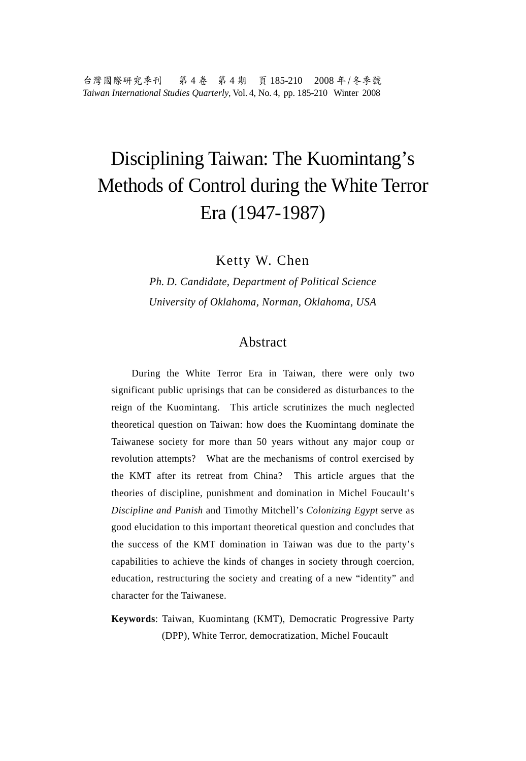# Disciplining Taiwan: The Kuomintang's Methods of Control during the White Terror Era (1947-1987)

Ketty W. Chen

*Ph. D. Candidate, Department of Political Science*

*University of Oklahoma, Norman, Oklahoma, USA*

## Abstract

During the White Terror Era in Taiwan, there were only two significant public uprisings that can be considered as disturbances to the reign of the Kuomintang. This article scrutinizes the much neglected theoretical question on Taiwan: how does the Kuomintang dominate the Taiwanese society for more than 50 years without any major coup or revolution attempts? What are the mechanisms of control exercised by the KMT after its retreat from China? This article argues that the theories of discipline, punishment and domination in Michel Foucault's *Discipline and Punish* and Timothy Mitchell's *Colonizing Egypt* serve as good elucidation to this important theoretical question and concludes that the success of the KMT domination in Taiwan was due to the party's capabilities to achieve the kinds of changes in society through coercion, education, restructuring the society and creating of a new "identity" and character for the Taiwanese.

**Keywords**: Taiwan, Kuomintang (KMT), Democratic Progressive Party (DPP), White Terror, democratization, Michel Foucault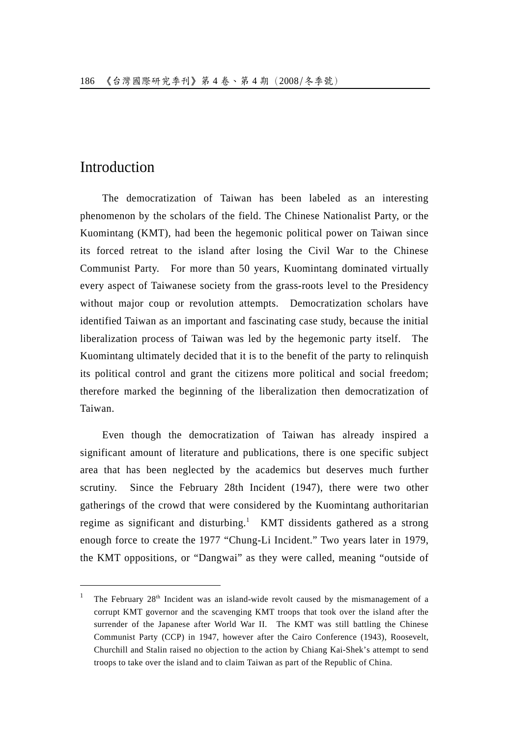# Introduction

The democratization of Taiwan has been labeled as an interesting phenomenon by the scholars of the field. The Chinese Nationalist Party, or the Kuomintang (KMT), had been the hegemonic political power on Taiwan since its forced retreat to the island after losing the Civil War to the Chinese Communist Party. For more than 50 years, Kuomintang dominated virtually every aspect of Taiwanese society from the grass-roots level to the Presidency without major coup or revolution attempts. Democratization scholars have identified Taiwan as an important and fascinating case study, because the initial liberalization process of Taiwan was led by the hegemonic party itself. The Kuomintang ultimately decided that it is to the benefit of the party to relinquish its political control and grant the citizens more political and social freedom; therefore marked the beginning of the liberalization then democratization of Taiwan.

Even though the democratization of Taiwan has already inspired a significant amount of literature and publications, there is one specific subject area that has been neglected by the academics but deserves much further scrutiny. Since the February 28th Incident (1947), there were two other gatherings of the crowd that were considered by the Kuomintang authoritarian regime as significant and disturbing.[1] KMT dissidents gathered as a strong enough force to create the 1977 "Chung-Li Incident." Two years later in 1979, the KMT oppositions, or "Dangwai" as they were called, meaning "outside of

---

[1] The February 28th Incident was an island-wide revolt caused by the mismanagement of a corrupt KMT governor and the scavenging KMT troops that took over the island after the surrender of the Japanese after World War II. The KMT was still battling the Chinese Communist Party (CCP) in 1947, however after the Cairo Conference (1943), Roosevelt, Churchill and Stalin raised no objection to the action by Chiang Kai-Shek's attempt to send troops to take over the island and to claim Taiwan as part of the Republic of China.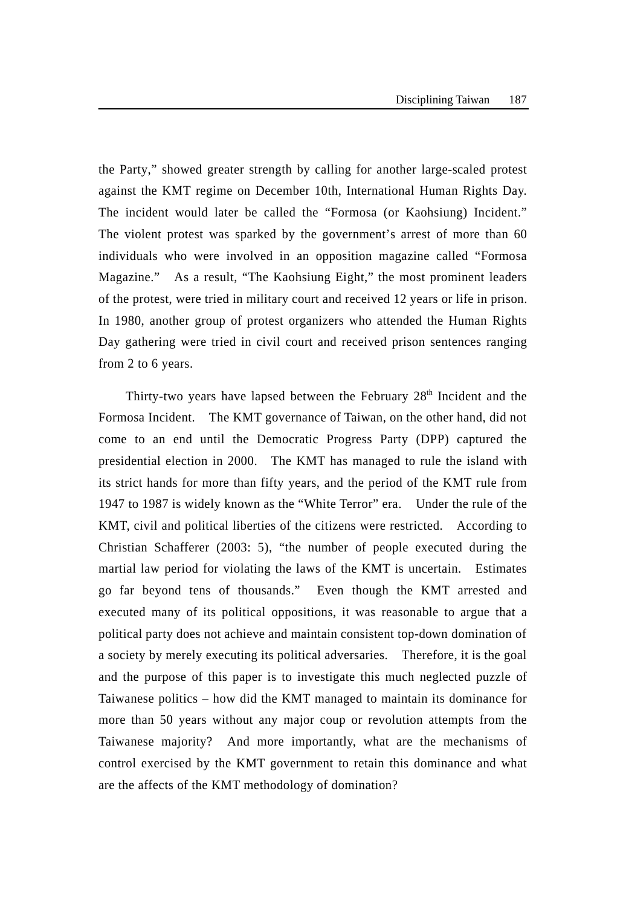the Party," showed greater strength by calling for another large-scaled protest against the KMT regime on December 10th, International Human Rights Day. The incident would later be called the "Formosa (or Kaohsiung) Incident." The violent protest was sparked by the government's arrest of more than 60 individuals who were involved in an opposition magazine called "Formosa Magazine." As a result, "The Kaohsiung Eight," the most prominent leaders of the protest, were tried in military court and received 12 years or life in prison. In 1980, another group of protest organizers who attended the Human Rights Day gathering were tried in civil court and received prison sentences ranging from 2 to 6 years.

Thirty-two years have lapsed between the February 28th Incident and the Formosa Incident. The KMT governance of Taiwan, on the other hand, did not come to an end until the Democratic Progress Party (DPP) captured the presidential election in 2000. The KMT has managed to rule the island with its strict hands for more than fifty years, and the period of the KMT rule from 1947 to 1987 is widely known as the "White Terror" era. Under the rule of the KMT, civil and political liberties of the citizens were restricted. According to Christian Schafferer (2003: 5), "the number of people executed during the martial law period for violating the laws of the KMT is uncertain. Estimates go far beyond tens of thousands." Even though the KMT arrested and executed many of its political oppositions, it was reasonable to argue that a political party does not achieve and maintain consistent top-down domination of a society by merely executing its political adversaries. Therefore, it is the goal and the purpose of this paper is to investigate this much neglected puzzle of Taiwanese politics – how did the KMT managed to maintain its dominance for more than 50 years without any major coup or revolution attempts from the Taiwanese majority? And more importantly, what are the mechanisms of control exercised by the KMT government to retain this dominance and what are the affects of the KMT methodology of domination?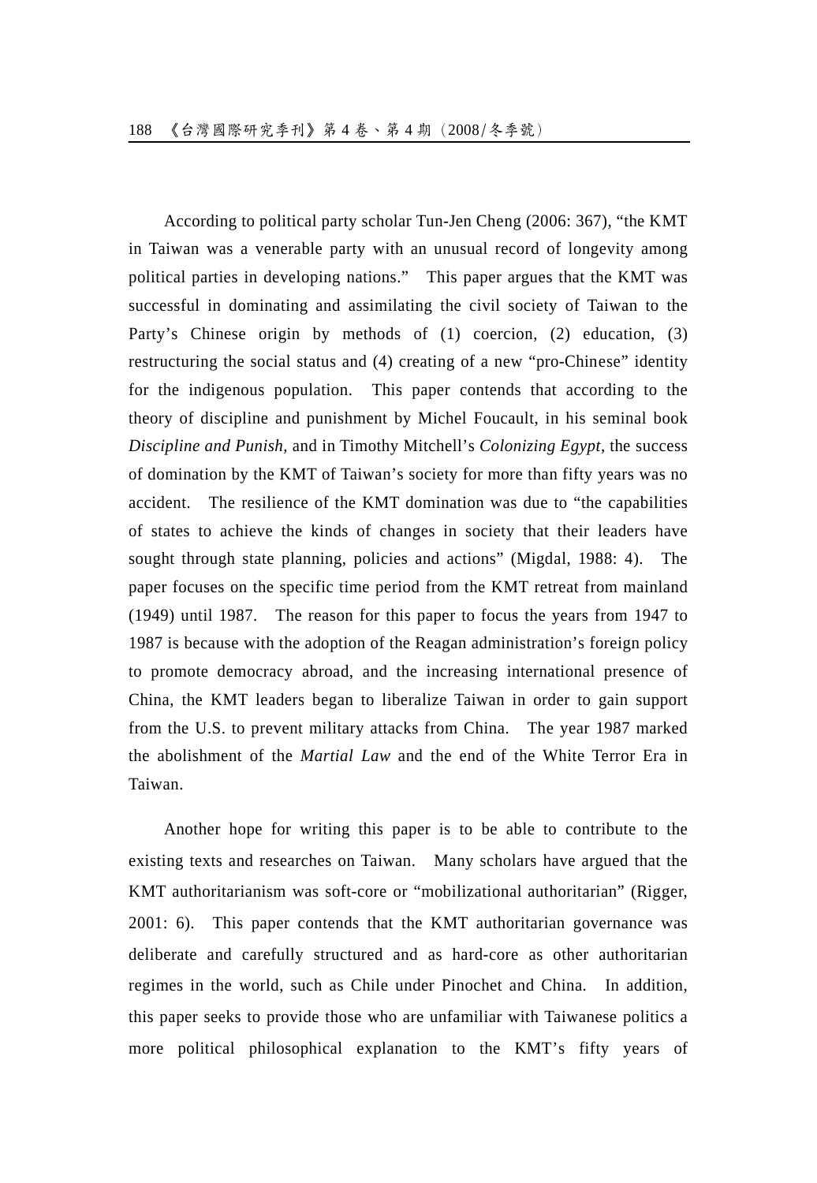According to political party scholar Tun-Jen Cheng (2006: 367), "the KMT in Taiwan was a venerable party with an unusual record of longevity among political parties in developing nations." This paper argues that the KMT was successful in dominating and assimilating the civil society of Taiwan to the Party's Chinese origin by methods of (1) coercion, (2) education, (3) restructuring the social status and (4) creating of a new "pro-Chinese" identity for the indigenous population. This paper contends that according to the theory of discipline and punishment by Michel Foucault, in his seminal book *Discipline and Punish*, and in Timothy Mitchell's *Colonizing Egypt*, the success of domination by the KMT of Taiwan's society for more than fifty years was no accident. The resilience of the KMT domination was due to "the capabilities of states to achieve the kinds of changes in society that their leaders have sought through state planning, policies and actions" (Migdal, 1988: 4). The paper focuses on the specific time period from the KMT retreat from mainland (1949) until 1987. The reason for this paper to focus the years from 1947 to 1987 is because with the adoption of the Reagan administration's foreign policy to promote democracy abroad, and the increasing international presence of China, the KMT leaders began to liberalize Taiwan in order to gain support from the U.S. to prevent military attacks from China. The year 1987 marked the abolishment of the *Martial Law* and the end of the White Terror Era in Taiwan.

Another hope for writing this paper is to be able to contribute to the existing texts and researches on Taiwan. Many scholars have argued that the KMT authoritarianism was soft-core or "mobilizational authoritarian" (Rigger, 2001: 6). This paper contends that the KMT authoritarian governance was deliberate and carefully structured and as hard-core as other authoritarian regimes in the world, such as Chile under Pinochet and China. In addition, this paper seeks to provide those who are unfamiliar with Taiwanese politics a more political philosophical explanation to the KMT's fifty years of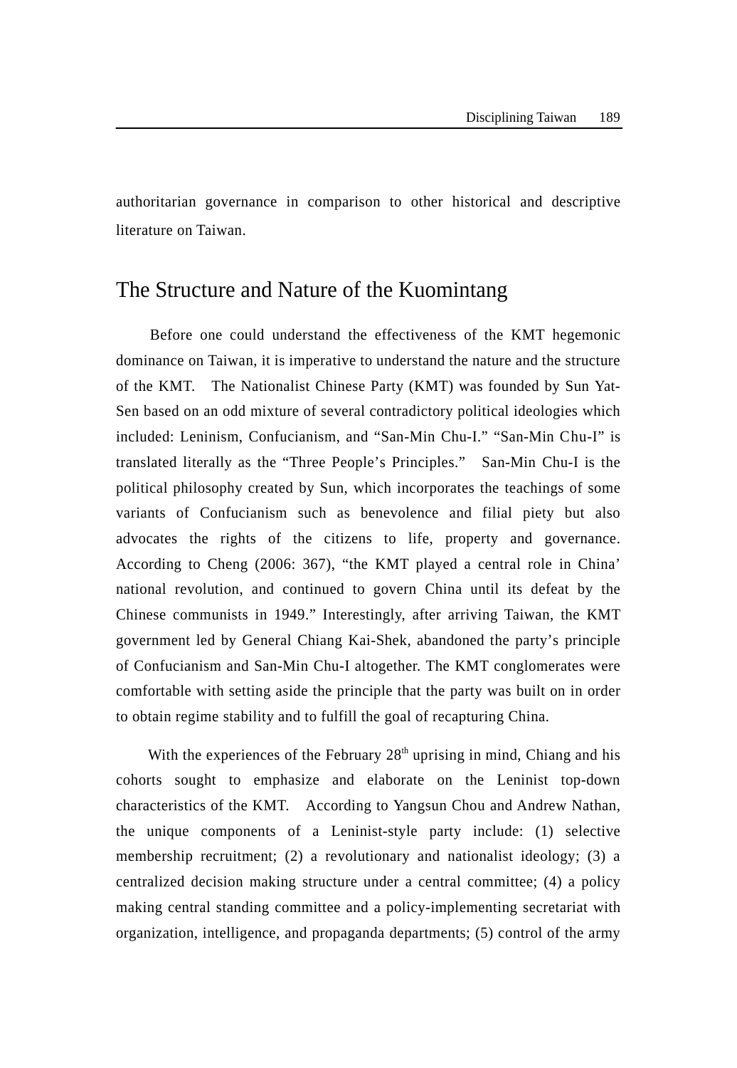authoritarian governance in comparison to other historical and descriptive literature on Taiwan.

## The Structure and Nature of the Kuomintang

Before one could understand the effectiveness of the KMT hegemonic dominance on Taiwan, it is imperative to understand the nature and the structure of the KMT. The Nationalist Chinese Party (KMT) was founded by Sun Yat-Sen based on an odd mixture of several contradictory political ideologies which included: Leninism, Confucianism, and "San-Min Chu-I." "San-Min Chu-I" is translated literally as the "Three People's Principles." San-Min Chu-I is the political philosophy created by Sun, which incorporates the teachings of some variants of Confucianism such as benevolence and filial piety but also advocates the rights of the citizens to life, property and governance. According to Cheng (2006: 367), "the KMT played a central role in China' national revolution, and continued to govern China until its defeat by the Chinese communists in 1949." Interestingly, after arriving Taiwan, the KMT government led by General Chiang Kai-Shek, abandoned the party's principle of Confucianism and San-Min Chu-I altogether. The KMT conglomerates were comfortable with setting aside the principle that the party was built on in order to obtain regime stability and to fulfill the goal of recapturing China.

With the experiences of the February 28th uprising in mind, Chiang and his cohorts sought to emphasize and elaborate on the Leninist top-down characteristics of the KMT. According to Yangsun Chou and Andrew Nathan, the unique components of a Leninist-style party include: (1) selective membership recruitment; (2) a revolutionary and nationalist ideology; (3) a centralized decision making structure under a central committee; (4) a policy making central standing committee and a policy-implementing secretariat with organization, intelligence, and propaganda departments; (5) control of the army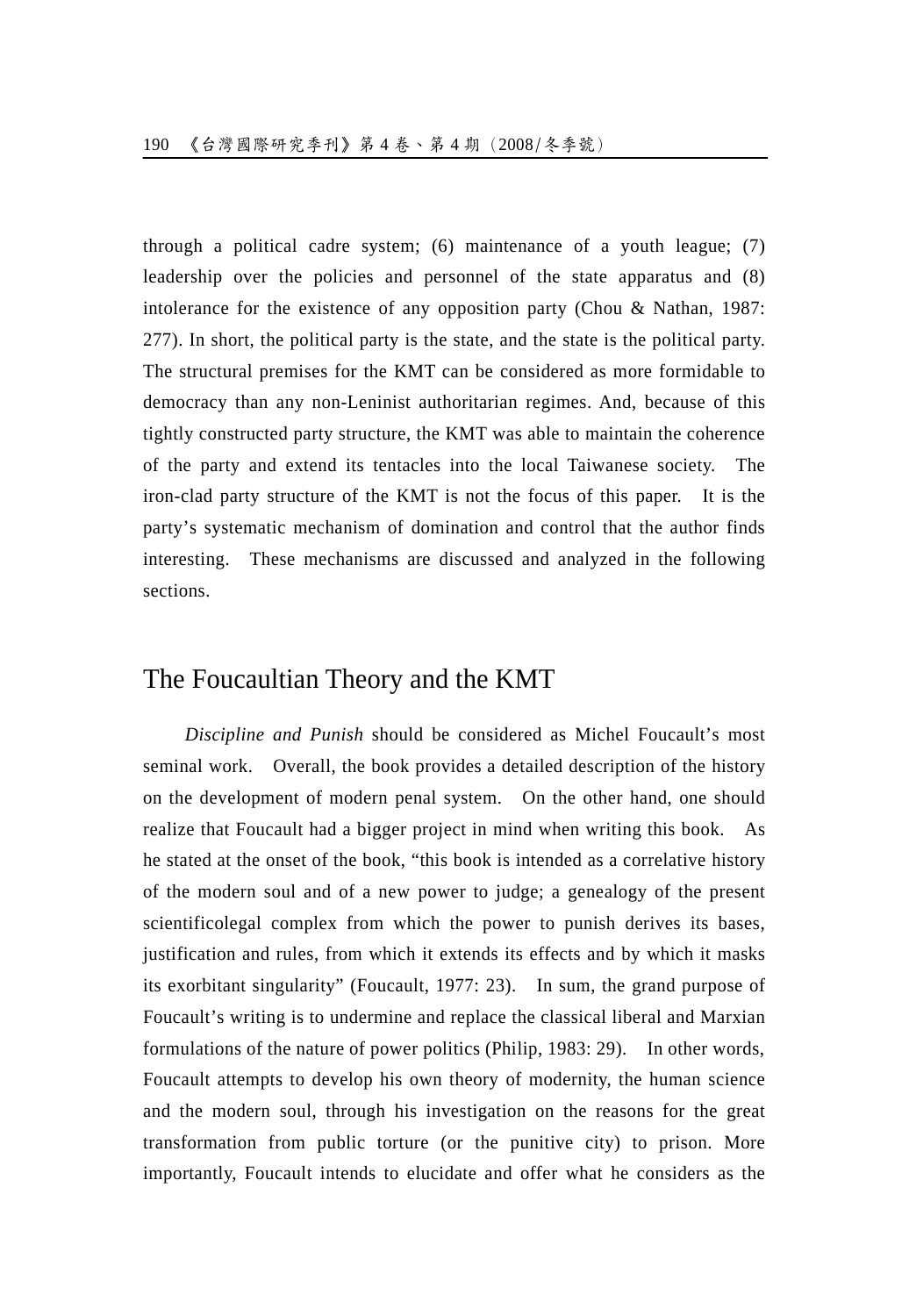through a political cadre system; (6) maintenance of a youth league; (7) leadership over the policies and personnel of the state apparatus and (8) intolerance for the existence of any opposition party (Chou & Nathan, 1987: 277). In short, the political party is the state, and the state is the political party. The structural premises for the KMT can be considered as more formidable to democracy than any non-Leninist authoritarian regimes. And, because of this tightly constructed party structure, the KMT was able to maintain the coherence of the party and extend its tentacles into the local Taiwanese society. The iron-clad party structure of the KMT is not the focus of this paper. It is the party's systematic mechanism of domination and control that the author finds interesting. These mechanisms are discussed and analyzed in the following sections.

## The Foucaultian Theory and the KMT

*Discipline and Punish* should be considered as Michel Foucault's most seminal work. Overall, the book provides a detailed description of the history on the development of modern penal system. On the other hand, one should realize that Foucault had a bigger project in mind when writing this book. As he stated at the onset of the book, "this book is intended as a correlative history of the modern soul and of a new power to judge; a genealogy of the present scientificolegal complex from which the power to punish derives its bases, justification and rules, from which it extends its effects and by which it masks its exorbitant singularity" (Foucault, 1977: 23). In sum, the grand purpose of Foucault's writing is to undermine and replace the classical liberal and Marxian formulations of the nature of power politics (Philip, 1983: 29). In other words, Foucault attempts to develop his own theory of modernity, the human science and the modern soul, through his investigation on the reasons for the great transformation from public torture (or the punitive city) to prison. More importantly, Foucault intends to elucidate and offer what he considers as the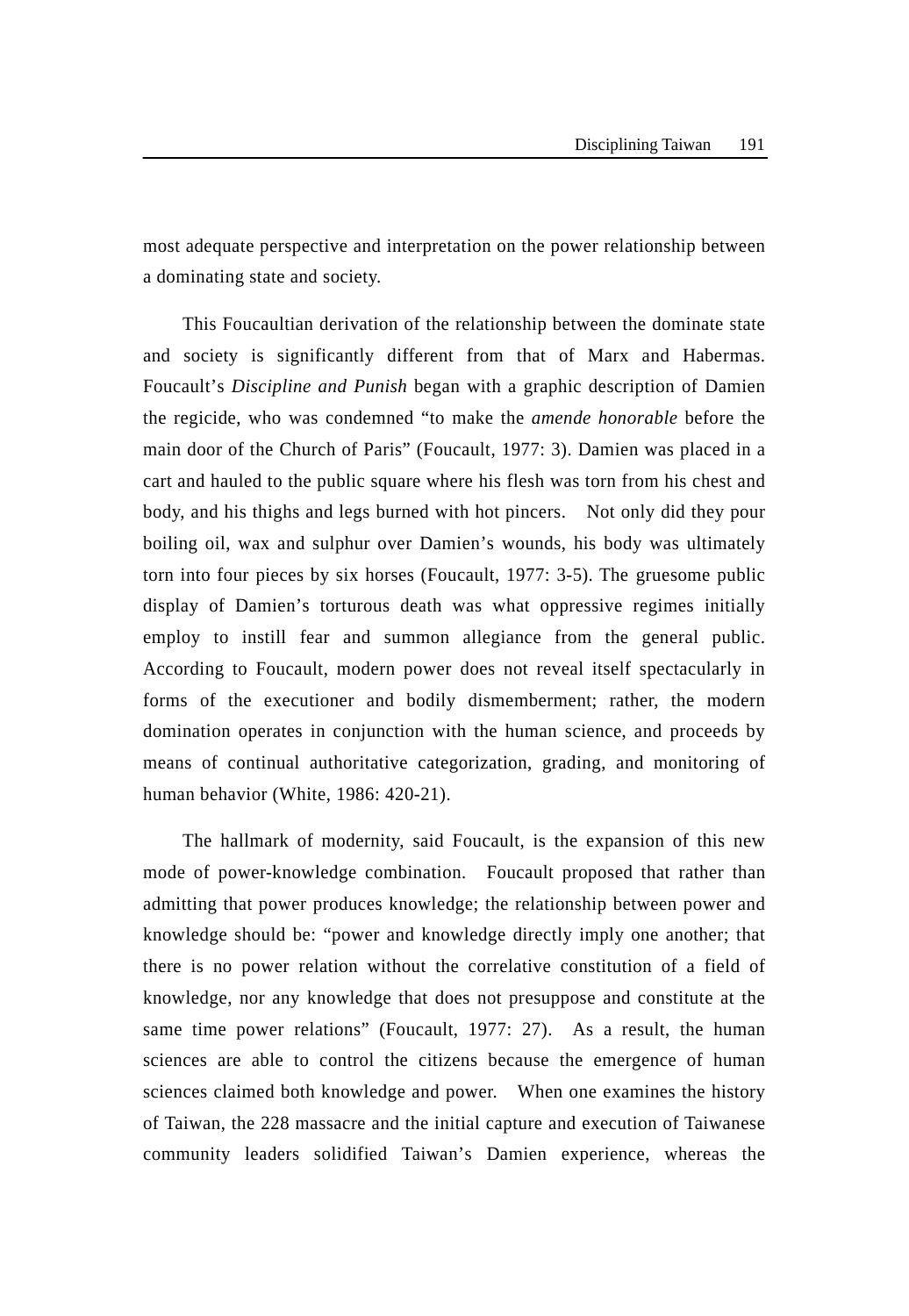most adequate perspective and interpretation on the power relationship between a dominating state and society.

This Foucaultian derivation of the relationship between the dominate state and society is significantly different from that of Marx and Habermas. Foucault's *Discipline and Punish* began with a graphic description of Damien the regicide, who was condemned "to make the *amende honorable* before the main door of the Church of Paris" (Foucault, 1977: 3). Damien was placed in a cart and hauled to the public square where his flesh was torn from his chest and body, and his thighs and legs burned with hot pincers. Not only did they pour boiling oil, wax and sulphur over Damien's wounds, his body was ultimately torn into four pieces by six horses (Foucault, 1977: 3-5). The gruesome public display of Damien's torturous death was what oppressive regimes initially employ to instill fear and summon allegiance from the general public. According to Foucault, modern power does not reveal itself spectacularly in forms of the executioner and bodily dismemberment; rather, the modern domination operates in conjunction with the human science, and proceeds by means of continual authoritative categorization, grading, and monitoring of human behavior (White, 1986: 420-21).

The hallmark of modernity, said Foucault, is the expansion of this new mode of power-knowledge combination. Foucault proposed that rather than admitting that power produces knowledge; the relationship between power and knowledge should be: "power and knowledge directly imply one another; that there is no power relation without the correlative constitution of a field of knowledge, nor any knowledge that does not presuppose and constitute at the same time power relations" (Foucault, 1977: 27). As a result, the human sciences are able to control the citizens because the emergence of human sciences claimed both knowledge and power. When one examines the history of Taiwan, the 228 massacre and the initial capture and execution of Taiwanese community leaders solidified Taiwan's Damien experience, whereas the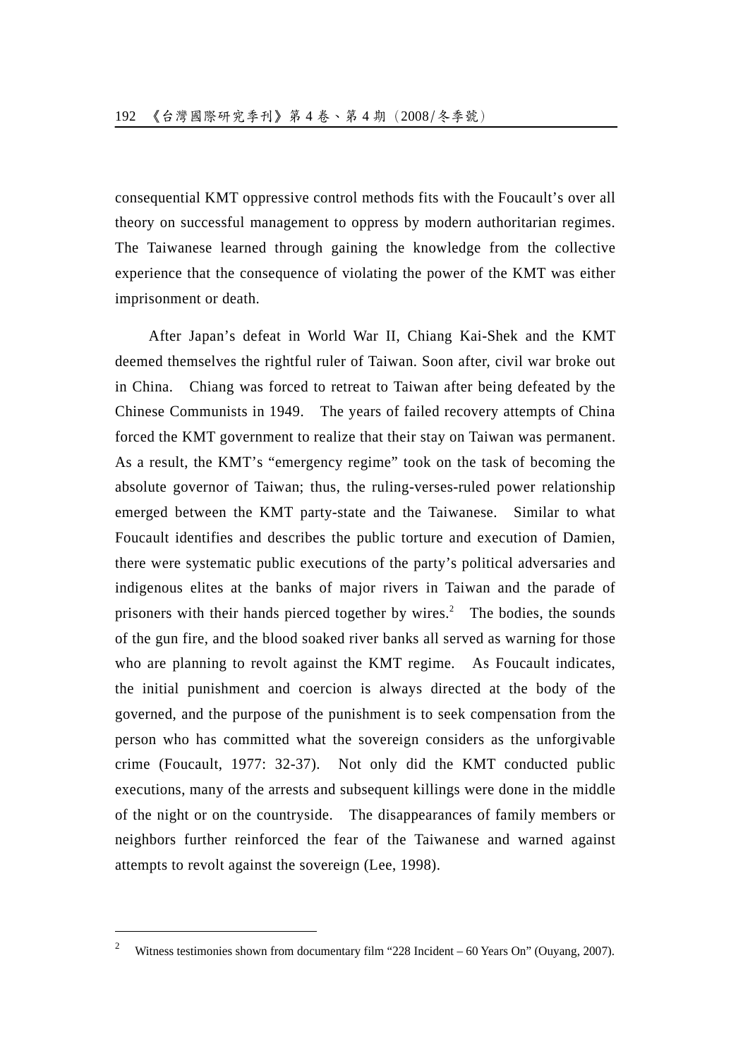consequential KMT oppressive control methods fits with the Foucault's over all theory on successful management to oppress by modern authoritarian regimes. The Taiwanese learned through gaining the knowledge from the collective experience that the consequence of violating the power of the KMT was either imprisonment or death.

After Japan's defeat in World War II, Chiang Kai-Shek and the KMT deemed themselves the rightful ruler of Taiwan. Soon after, civil war broke out in China. Chiang was forced to retreat to Taiwan after being defeated by the Chinese Communists in 1949. The years of failed recovery attempts of China forced the KMT government to realize that their stay on Taiwan was permanent. As a result, the KMT's "emergency regime" took on the task of becoming the absolute governor of Taiwan; thus, the ruling-verses-ruled power relationship emerged between the KMT party-state and the Taiwanese. Similar to what Foucault identifies and describes the public torture and execution of Damien, there were systematic public executions of the party's political adversaries and indigenous elites at the banks of major rivers in Taiwan and the parade of prisoners with their hands pierced together by wires.[2] The bodies, the sounds of the gun fire, and the blood soaked river banks all served as warning for those who are planning to revolt against the KMT regime. As Foucault indicates, the initial punishment and coercion is always directed at the body of the governed, and the purpose of the punishment is to seek compensation from the person who has committed what the sovereign considers as the unforgivable crime (Foucault, 1977: 32-37). Not only did the KMT conducted public executions, many of the arrests and subsequent killings were done in the middle of the night or on the countryside. The disappearances of family members or neighbors further reinforced the fear of the Taiwanese and warned against attempts to revolt against the sovereign (Lee, 1998).

---

[2] Witness testimonies shown from documentary film "228 Incident – 60 Years On" (Ouyang, 2007).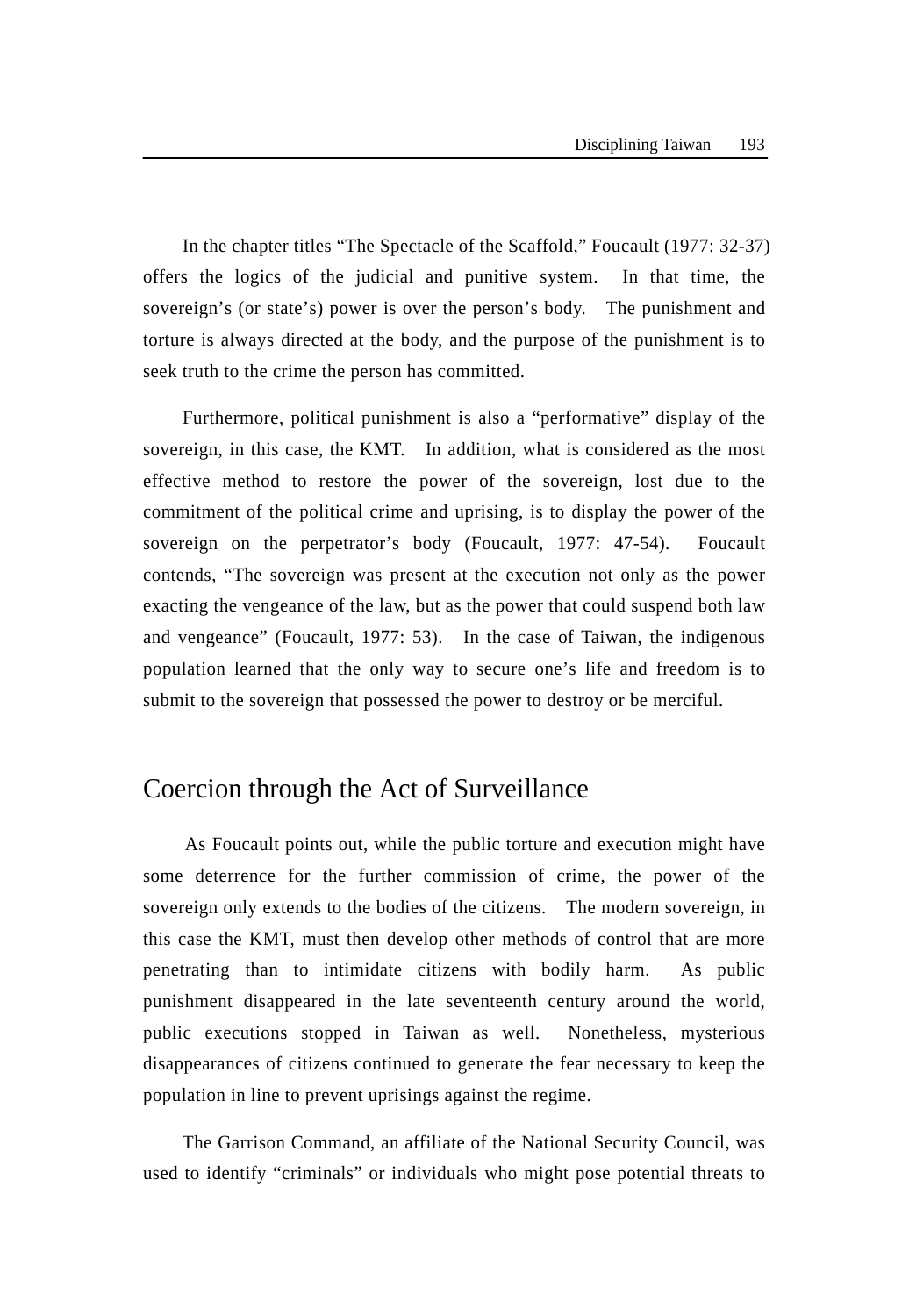In the chapter titles "The Spectacle of the Scaffold," Foucault (1977: 32-37) offers the logics of the judicial and punitive system. In that time, the sovereign's (or state's) power is over the person's body. The punishment and torture is always directed at the body, and the purpose of the punishment is to seek truth to the crime the person has committed.

Furthermore, political punishment is also a "performative" display of the sovereign, in this case, the KMT. In addition, what is considered as the most effective method to restore the power of the sovereign, lost due to the commitment of the political crime and uprising, is to display the power of the sovereign on the perpetrator's body (Foucault, 1977: 47-54). Foucault contends, "The sovereign was present at the execution not only as the power exacting the vengeance of the law, but as the power that could suspend both law and vengeance" (Foucault, 1977: 53). In the case of Taiwan, the indigenous population learned that the only way to secure one's life and freedom is to submit to the sovereign that possessed the power to destroy or be merciful.

## Coercion through the Act of Surveillance

As Foucault points out, while the public torture and execution might have some deterrence for the further commission of crime, the power of the sovereign only extends to the bodies of the citizens. The modern sovereign, in this case the KMT, must then develop other methods of control that are more penetrating than to intimidate citizens with bodily harm. As public punishment disappeared in the late seventeenth century around the world, public executions stopped in Taiwan as well. Nonetheless, mysterious disappearances of citizens continued to generate the fear necessary to keep the population in line to prevent uprisings against the regime.

The Garrison Command, an affiliate of the National Security Council, was used to identify "criminals" or individuals who might pose potential threats to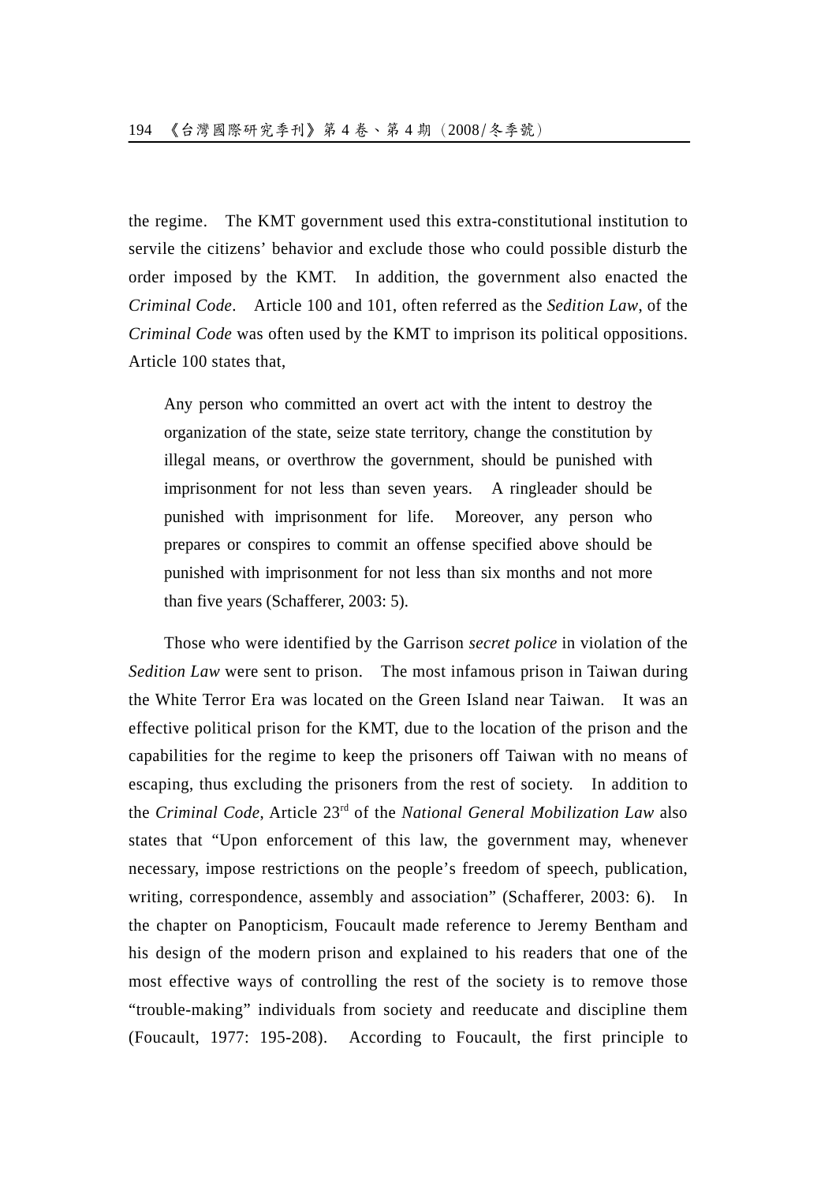the regime. The KMT government used this extra-constitutional institution to servile the citizens' behavior and exclude those who could possible disturb the order imposed by the KMT. In addition, the government also enacted the *Criminal Code*. Article 100 and 101, often referred as the *Sedition Law*, of the *Criminal Code* was often used by the KMT to imprison its political oppositions. Article 100 states that,

> Any person who committed an overt act with the intent to destroy the organization of the state, seize state territory, change the constitution by illegal means, or overthrow the government, should be punished with imprisonment for not less than seven years. A ringleader should be punished with imprisonment for life. Moreover, any person who prepares or conspires to commit an offense specified above should be punished with imprisonment for not less than six months and not more than five years (Schafferer, 2003: 5).

Those who were identified by the Garrison *secret police* in violation of the *Sedition Law* were sent to prison. The most infamous prison in Taiwan during the White Terror Era was located on the Green Island near Taiwan. It was an effective political prison for the KMT, due to the location of the prison and the capabilities for the regime to keep the prisoners off Taiwan with no means of escaping, thus excluding the prisoners from the rest of society. In addition to the *Criminal Code*, Article 23rd of the *National General Mobilization Law* also states that "Upon enforcement of this law, the government may, whenever necessary, impose restrictions on the people's freedom of speech, publication, writing, correspondence, assembly and association" (Schafferer, 2003: 6). In the chapter on Panopticism, Foucault made reference to Jeremy Bentham and his design of the modern prison and explained to his readers that one of the most effective ways of controlling the rest of the society is to remove those "trouble-making" individuals from society and reeducate and discipline them (Foucault, 1977: 195-208). According to Foucault, the first principle to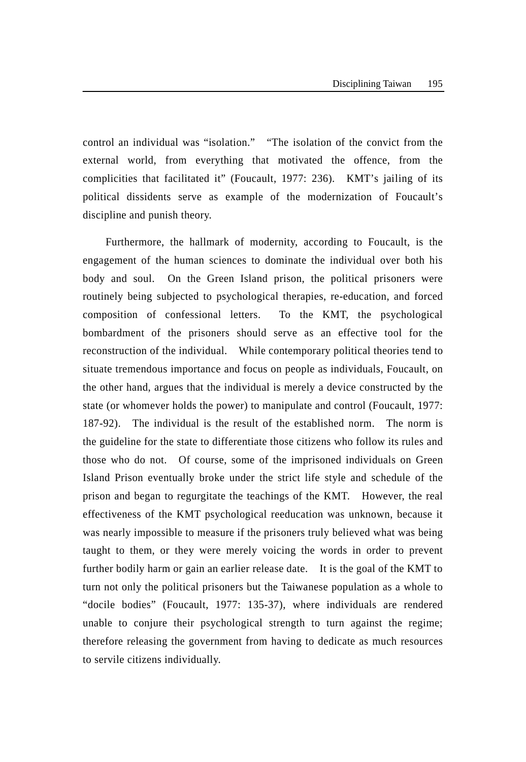control an individual was "isolation." "The isolation of the convict from the external world, from everything that motivated the offence, from the complicities that facilitated it" (Foucault, 1977: 236). KMT's jailing of its political dissidents serve as example of the modernization of Foucault's discipline and punish theory.

Furthermore, the hallmark of modernity, according to Foucault, is the engagement of the human sciences to dominate the individual over both his body and soul. On the Green Island prison, the political prisoners were routinely being subjected to psychological therapies, re-education, and forced composition of confessional letters. To the KMT, the psychological bombardment of the prisoners should serve as an effective tool for the reconstruction of the individual. While contemporary political theories tend to situate tremendous importance and focus on people as individuals, Foucault, on the other hand, argues that the individual is merely a device constructed by the state (or whomever holds the power) to manipulate and control (Foucault, 1977: 187-92). The individual is the result of the established norm. The norm is the guideline for the state to differentiate those citizens who follow its rules and those who do not. Of course, some of the imprisoned individuals on Green Island Prison eventually broke under the strict life style and schedule of the prison and began to regurgitate the teachings of the KMT. However, the real effectiveness of the KMT psychological reeducation was unknown, because it was nearly impossible to measure if the prisoners truly believed what was being taught to them, or they were merely voicing the words in order to prevent further bodily harm or gain an earlier release date. It is the goal of the KMT to turn not only the political prisoners but the Taiwanese population as a whole to "docile bodies" (Foucault, 1977: 135-37), where individuals are rendered unable to conjure their psychological strength to turn against the regime; therefore releasing the government from having to dedicate as much resources to servile citizens individually.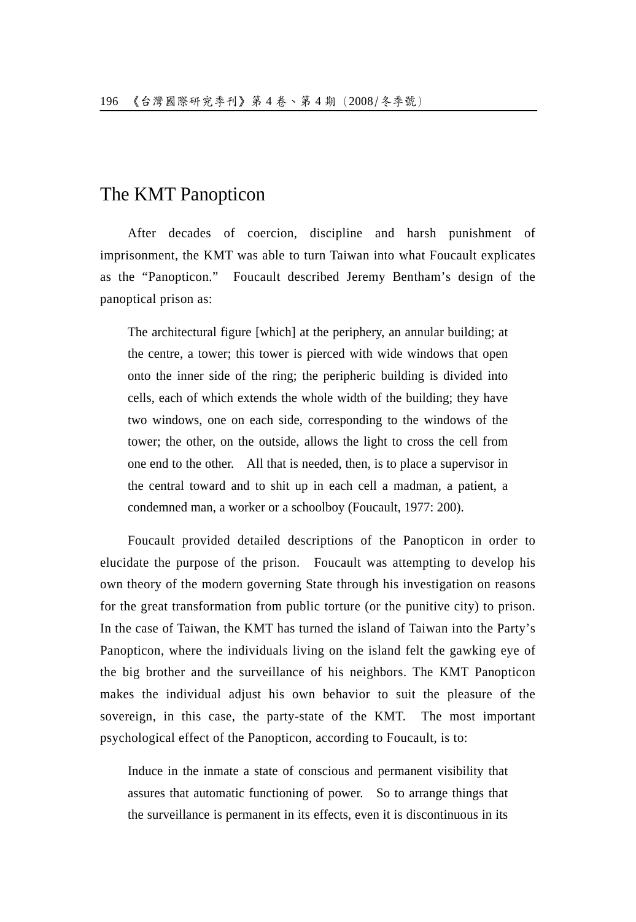## The KMT Panopticon

After decades of coercion, discipline and harsh punishment of imprisonment, the KMT was able to turn Taiwan into what Foucault explicates as the "Panopticon." Foucault described Jeremy Bentham's design of the panoptical prison as:

> The architectural figure [which] at the periphery, an annular building; at the centre, a tower; this tower is pierced with wide windows that open onto the inner side of the ring; the peripheric building is divided into cells, each of which extends the whole width of the building; they have two windows, one on each side, corresponding to the windows of the tower; the other, on the outside, allows the light to cross the cell from one end to the other. All that is needed, then, is to place a supervisor in the central toward and to shit up in each cell a madman, a patient, a condemned man, a worker or a schoolboy (Foucault, 1977: 200).

Foucault provided detailed descriptions of the Panopticon in order to elucidate the purpose of the prison. Foucault was attempting to develop his own theory of the modern governing State through his investigation on reasons for the great transformation from public torture (or the punitive city) to prison. In the case of Taiwan, the KMT has turned the island of Taiwan into the Party's Panopticon, where the individuals living on the island felt the gawking eye of the big brother and the surveillance of his neighbors. The KMT Panopticon makes the individual adjust his own behavior to suit the pleasure of the sovereign, in this case, the party-state of the KMT. The most important psychological effect of the Panopticon, according to Foucault, is to:

> Induce in the inmate a state of conscious and permanent visibility that assures that automatic functioning of power. So to arrange things that the surveillance is permanent in its effects, even it is discontinuous in its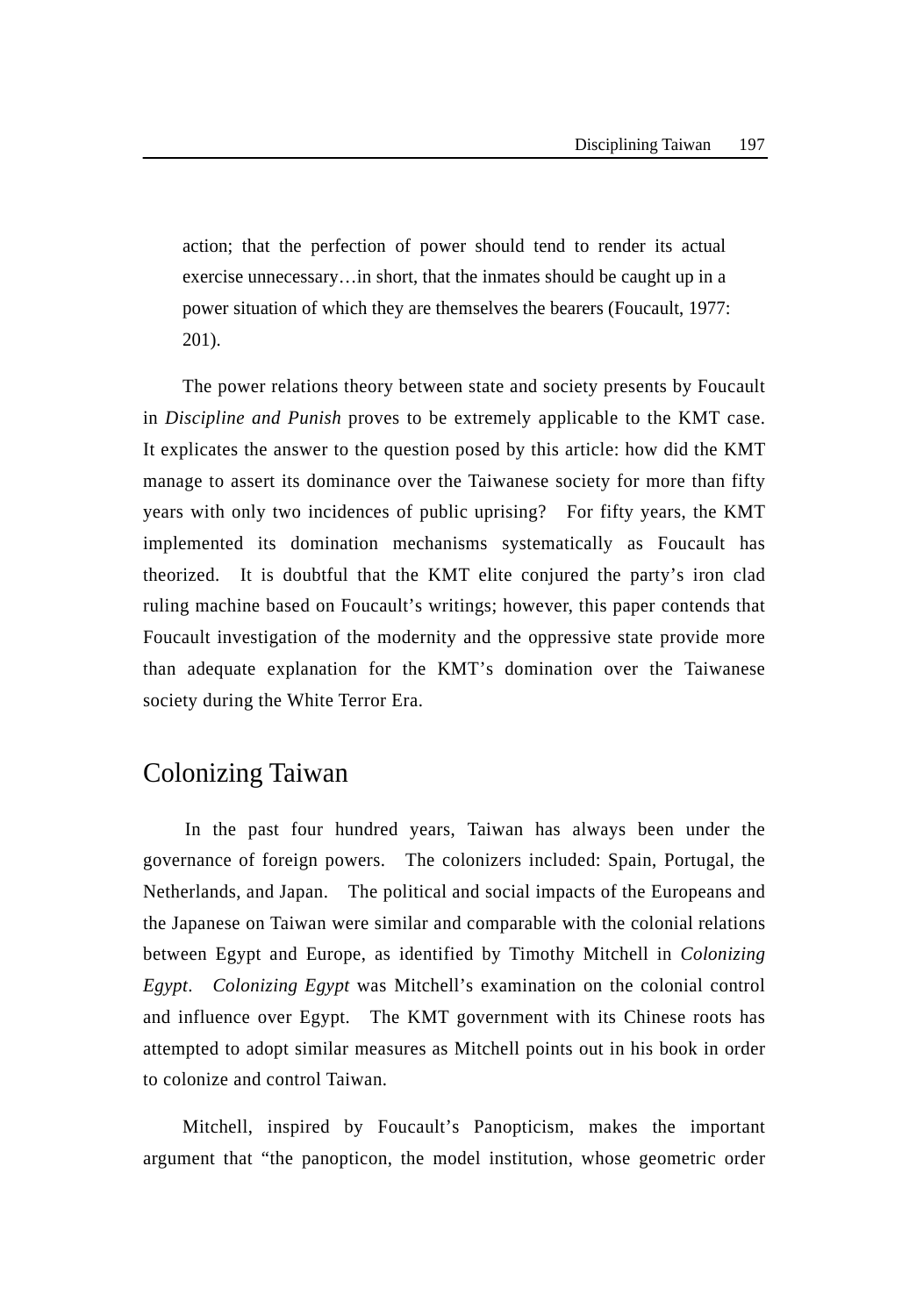> action; that the perfection of power should tend to render its actual exercise unnecessary…in short, that the inmates should be caught up in a power situation of which they are themselves the bearers (Foucault, 1977: 201).

The power relations theory between state and society presents by Foucault in *Discipline and Punish* proves to be extremely applicable to the KMT case. It explicates the answer to the question posed by this article: how did the KMT manage to assert its dominance over the Taiwanese society for more than fifty years with only two incidences of public uprising? For fifty years, the KMT implemented its domination mechanisms systematically as Foucault has theorized. It is doubtful that the KMT elite conjured the party's iron clad ruling machine based on Foucault's writings; however, this paper contends that Foucault investigation of the modernity and the oppressive state provide more than adequate explanation for the KMT's domination over the Taiwanese society during the White Terror Era.

## Colonizing Taiwan

In the past four hundred years, Taiwan has always been under the governance of foreign powers. The colonizers included: Spain, Portugal, the Netherlands, and Japan. The political and social impacts of the Europeans and the Japanese on Taiwan were similar and comparable with the colonial relations between Egypt and Europe, as identified by Timothy Mitchell in *Colonizing Egypt*. *Colonizing Egypt* was Mitchell's examination on the colonial control and influence over Egypt. The KMT government with its Chinese roots has attempted to adopt similar measures as Mitchell points out in his book in order to colonize and control Taiwan.

Mitchell, inspired by Foucault's Panopticism, makes the important argument that "the panopticon, the model institution, whose geometric order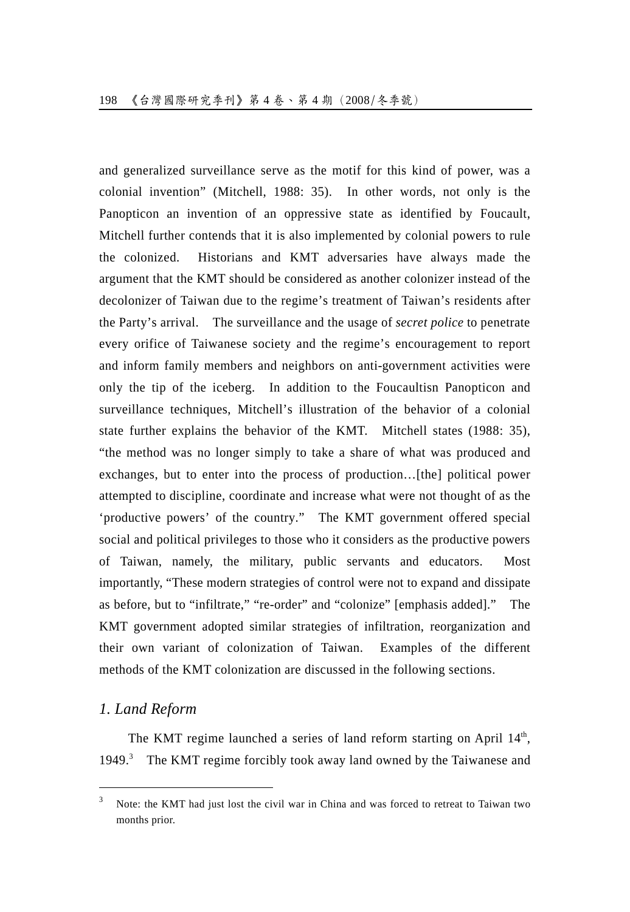and generalized surveillance serve as the motif for this kind of power, was a colonial invention" (Mitchell, 1988: 35). In other words, not only is the Panopticon an invention of an oppressive state as identified by Foucault, Mitchell further contends that it is also implemented by colonial powers to rule the colonized. Historians and KMT adversaries have always made the argument that the KMT should be considered as another colonizer instead of the decolonizer of Taiwan due to the regime's treatment of Taiwan's residents after the Party's arrival. The surveillance and the usage of *secret police* to penetrate every orifice of Taiwanese society and the regime's encouragement to report and inform family members and neighbors on anti-government activities were only the tip of the iceberg. In addition to the Foucaultisn Panopticon and surveillance techniques, Mitchell's illustration of the behavior of a colonial state further explains the behavior of the KMT. Mitchell states (1988: 35), "the method was no longer simply to take a share of what was produced and exchanges, but to enter into the process of production…[the] political power attempted to discipline, coordinate and increase what were not thought of as the 'productive powers' of the country." The KMT government offered special social and political privileges to those who it considers as the productive powers of Taiwan, namely, the military, public servants and educators. Most importantly, "These modern strategies of control were not to expand and dissipate as before, but to "infiltrate," "re-order" and "colonize" [emphasis added]." The KMT government adopted similar strategies of infiltration, reorganization and their own variant of colonization of Taiwan. Examples of the different methods of the KMT colonization are discussed in the following sections.

## *1. Land Reform*

The KMT regime launched a series of land reform starting on April $14^{th}$, 1949.[3] The KMT regime forcibly took away land owned by the Taiwanese and

---

[3] Note: the KMT had just lost the civil war in China and was forced to retreat to Taiwan two months prior.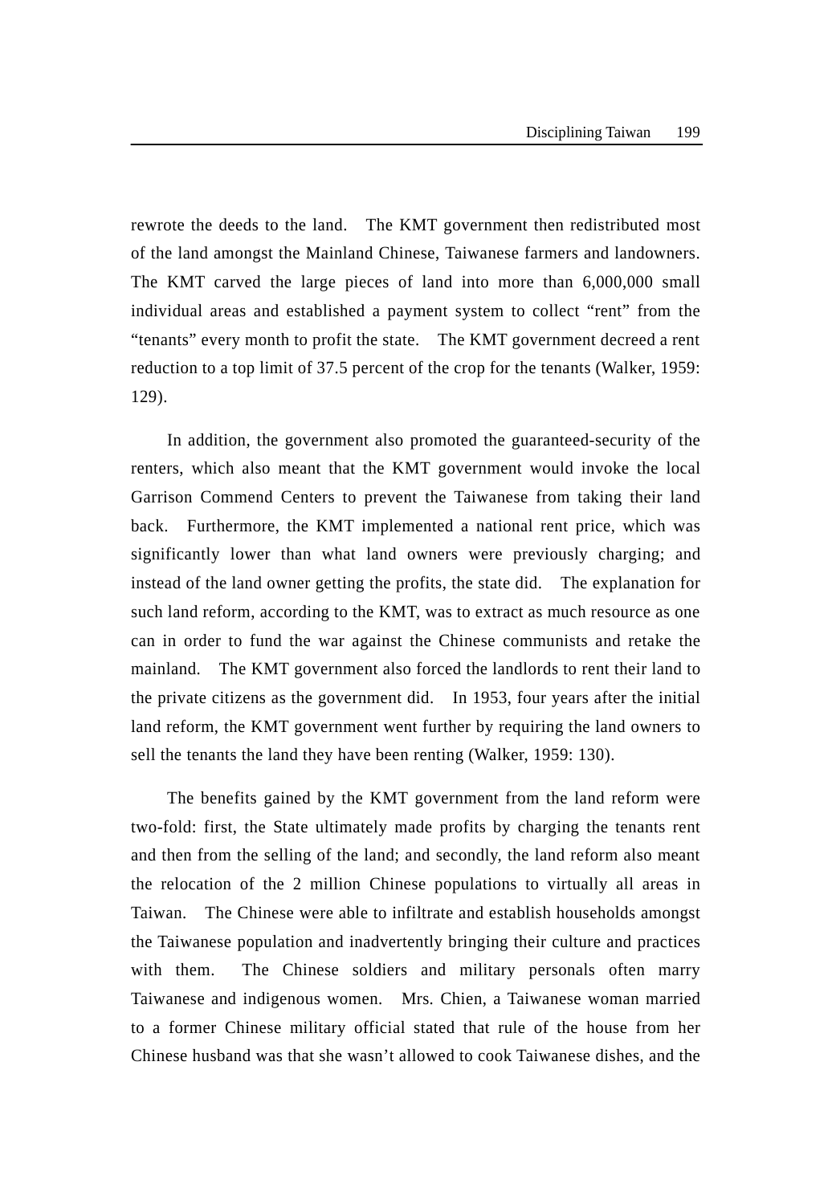rewrote the deeds to the land. The KMT government then redistributed most of the land amongst the Mainland Chinese, Taiwanese farmers and landowners. The KMT carved the large pieces of land into more than 6,000,000 small individual areas and established a payment system to collect "rent" from the "tenants" every month to profit the state. The KMT government decreed a rent reduction to a top limit of 37.5 percent of the crop for the tenants (Walker, 1959: 129).

In addition, the government also promoted the guaranteed-security of the renters, which also meant that the KMT government would invoke the local Garrison Commend Centers to prevent the Taiwanese from taking their land back. Furthermore, the KMT implemented a national rent price, which was significantly lower than what land owners were previously charging; and instead of the land owner getting the profits, the state did. The explanation for such land reform, according to the KMT, was to extract as much resource as one can in order to fund the war against the Chinese communists and retake the mainland. The KMT government also forced the landlords to rent their land to the private citizens as the government did. In 1953, four years after the initial land reform, the KMT government went further by requiring the land owners to sell the tenants the land they have been renting (Walker, 1959: 130).

The benefits gained by the KMT government from the land reform were two-fold: first, the State ultimately made profits by charging the tenants rent and then from the selling of the land; and secondly, the land reform also meant the relocation of the 2 million Chinese populations to virtually all areas in Taiwan. The Chinese were able to infiltrate and establish households amongst the Taiwanese population and inadvertently bringing their culture and practices with them. The Chinese soldiers and military personals often marry Taiwanese and indigenous women. Mrs. Chien, a Taiwanese woman married to a former Chinese military official stated that rule of the house from her Chinese husband was that she wasn't allowed to cook Taiwanese dishes, and the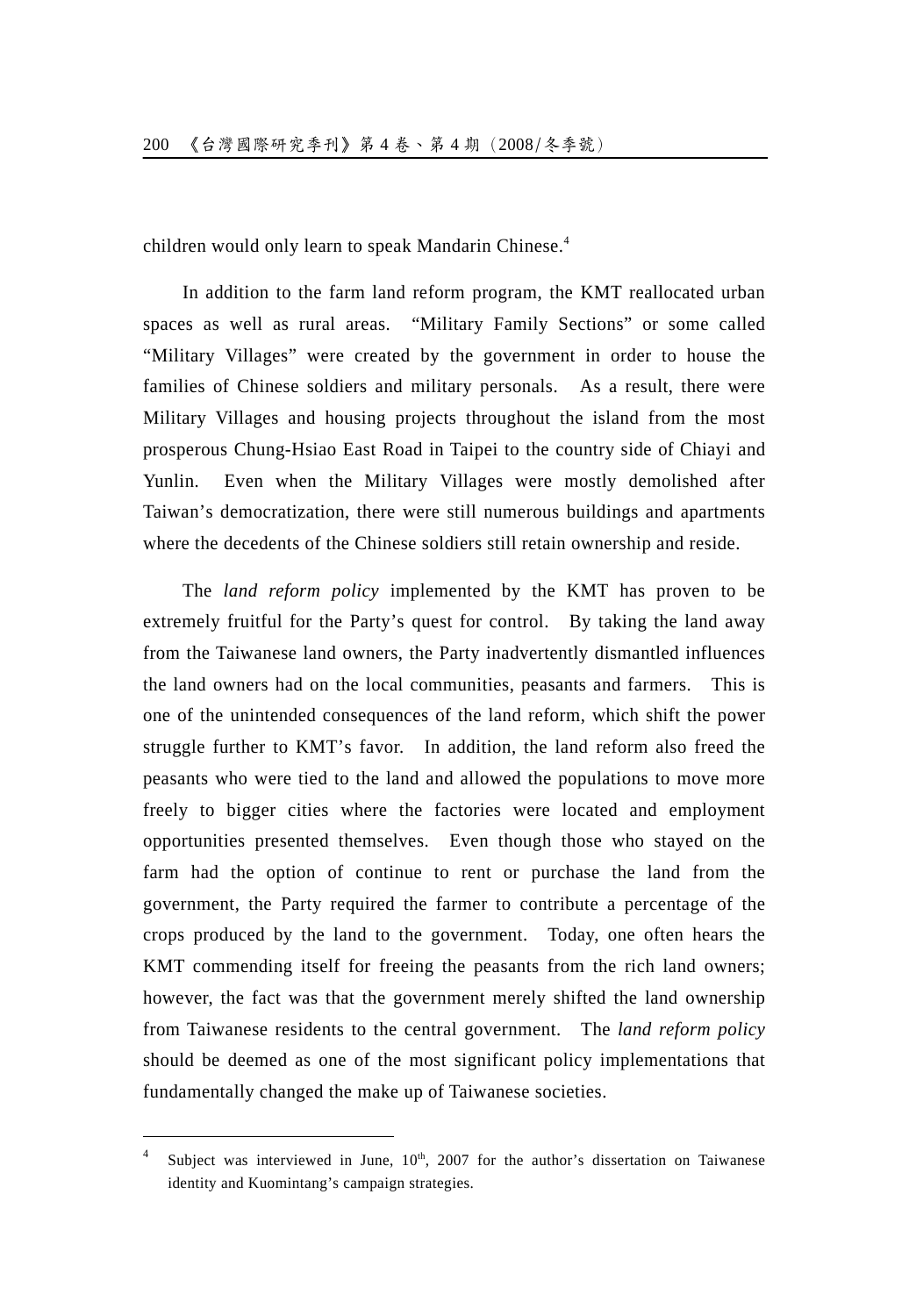children would only learn to speak Mandarin Chinese.[4]

In addition to the farm land reform program, the KMT reallocated urban spaces as well as rural areas. "Military Family Sections" or some called "Military Villages" were created by the government in order to house the families of Chinese soldiers and military personals. As a result, there were Military Villages and housing projects throughout the island from the most prosperous Chung-Hsiao East Road in Taipei to the country side of Chiayi and Yunlin. Even when the Military Villages were mostly demolished after Taiwan's democratization, there were still numerous buildings and apartments where the decedents of the Chinese soldiers still retain ownership and reside.

The *land reform policy* implemented by the KMT has proven to be extremely fruitful for the Party's quest for control. By taking the land away from the Taiwanese land owners, the Party inadvertently dismantled influences the land owners had on the local communities, peasants and farmers. This is one of the unintended consequences of the land reform, which shift the power struggle further to KMT's favor. In addition, the land reform also freed the peasants who were tied to the land and allowed the populations to move more freely to bigger cities where the factories were located and employment opportunities presented themselves. Even though those who stayed on the farm had the option of continue to rent or purchase the land from the government, the Party required the farmer to contribute a percentage of the crops produced by the land to the government. Today, one often hears the KMT commending itself for freeing the peasants from the rich land owners; however, the fact was that the government merely shifted the land ownership from Taiwanese residents to the central government. The *land reform policy* should be deemed as one of the most significant policy implementations that fundamentally changed the make up of Taiwanese societies.

---

[4] Subject was interviewed in June, 10th, 2007 for the author's dissertation on Taiwanese identity and Kuomintang's campaign strategies.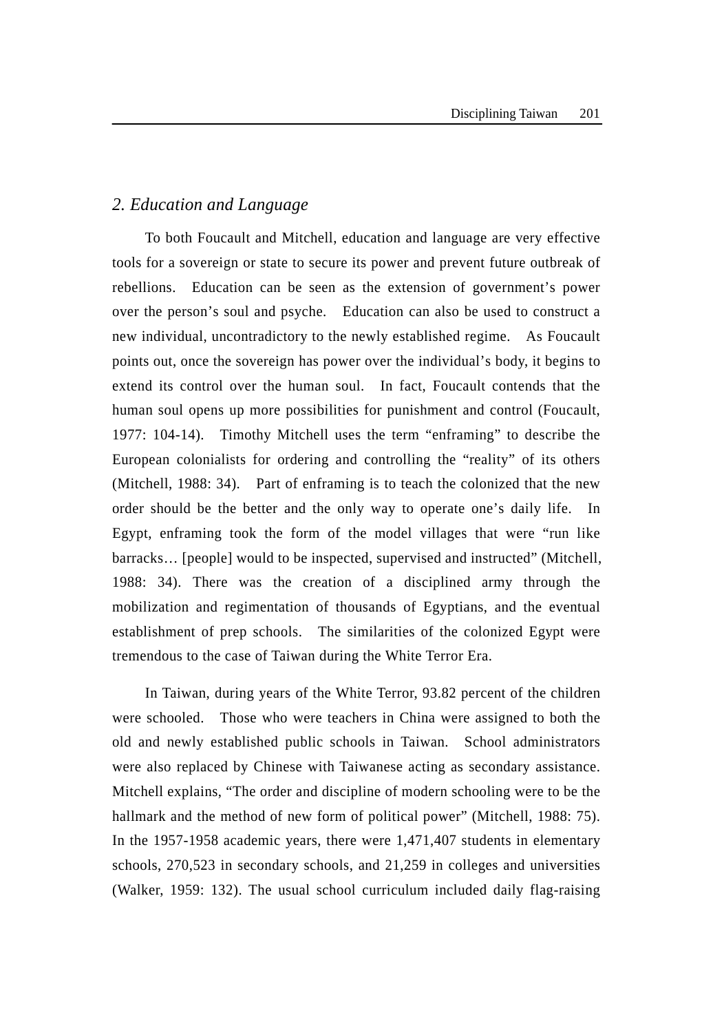## *2. Education and Language*

To both Foucault and Mitchell, education and language are very effective tools for a sovereign or state to secure its power and prevent future outbreak of rebellions. Education can be seen as the extension of government's power over the person's soul and psyche. Education can also be used to construct a new individual, uncontradictory to the newly established regime. As Foucault points out, once the sovereign has power over the individual's body, it begins to extend its control over the human soul. In fact, Foucault contends that the human soul opens up more possibilities for punishment and control (Foucault, 1977: 104-14). Timothy Mitchell uses the term "enframing" to describe the European colonialists for ordering and controlling the "reality" of its others (Mitchell, 1988: 34). Part of enframing is to teach the colonized that the new order should be the better and the only way to operate one's daily life. In Egypt, enframing took the form of the model villages that were "run like barracks… [people] would to be inspected, supervised and instructed" (Mitchell, 1988: 34). There was the creation of a disciplined army through the mobilization and regimentation of thousands of Egyptians, and the eventual establishment of prep schools. The similarities of the colonized Egypt were tremendous to the case of Taiwan during the White Terror Era.

In Taiwan, during years of the White Terror, 93.82 percent of the children were schooled. Those who were teachers in China were assigned to both the old and newly established public schools in Taiwan. School administrators were also replaced by Chinese with Taiwanese acting as secondary assistance. Mitchell explains, "The order and discipline of modern schooling were to be the hallmark and the method of new form of political power" (Mitchell, 1988: 75). In the 1957-1958 academic years, there were 1,471,407 students in elementary schools, 270,523 in secondary schools, and 21,259 in colleges and universities (Walker, 1959: 132). The usual school curriculum included daily flag-raising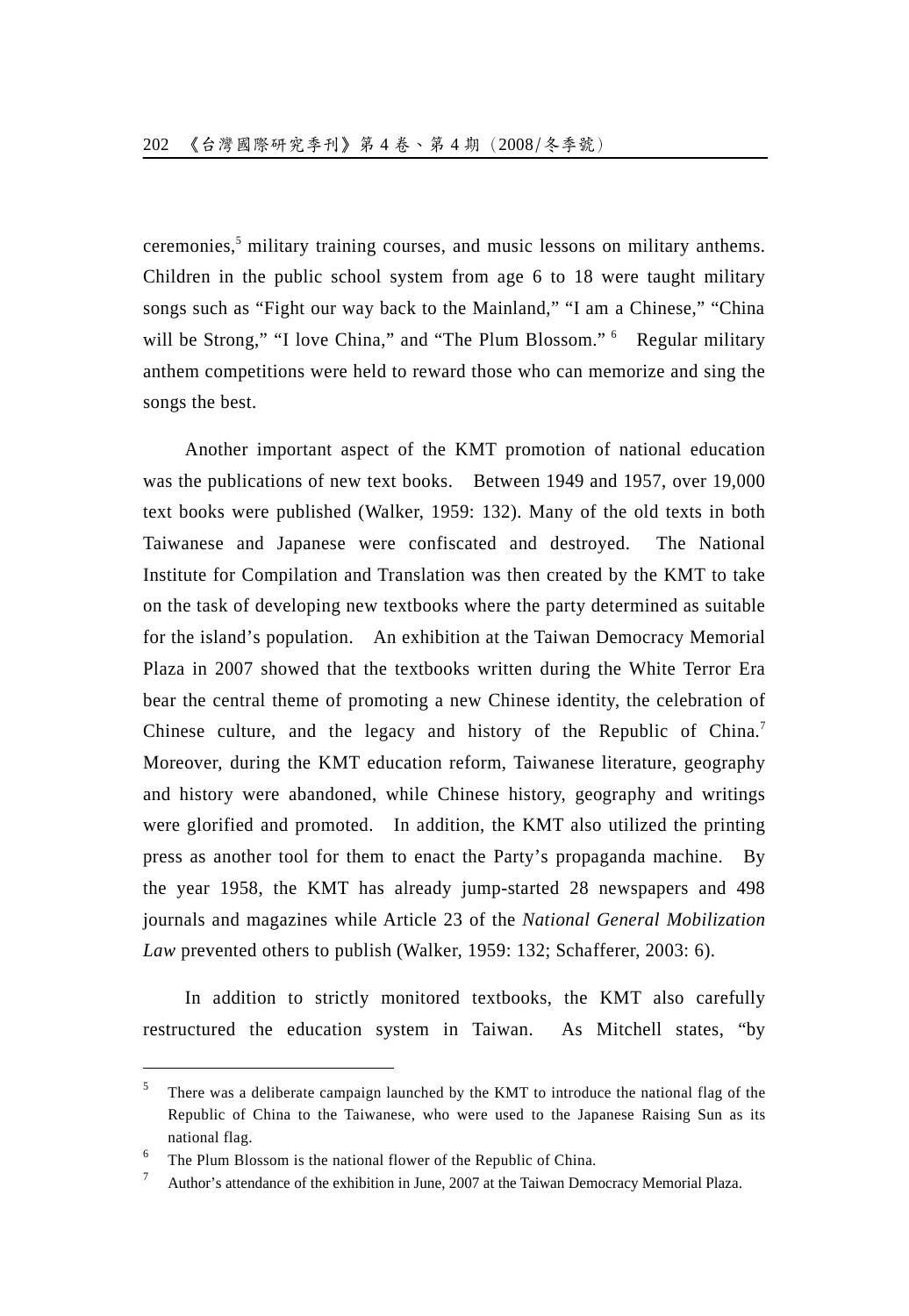ceremonies,[5] military training courses, and music lessons on military anthems. Children in the public school system from age 6 to 18 were taught military songs such as "Fight our way back to the Mainland," "I am a Chinese," "China will be Strong," "I love China," and "The Plum Blossom." [6] Regular military anthem competitions were held to reward those who can memorize and sing the songs the best.

Another important aspect of the KMT promotion of national education was the publications of new text books. Between 1949 and 1957, over 19,000 text books were published (Walker, 1959: 132). Many of the old texts in both Taiwanese and Japanese were confiscated and destroyed. The National Institute for Compilation and Translation was then created by the KMT to take on the task of developing new textbooks where the party determined as suitable for the island's population. An exhibition at the Taiwan Democracy Memorial Plaza in 2007 showed that the textbooks written during the White Terror Era bear the central theme of promoting a new Chinese identity, the celebration of Chinese culture, and the legacy and history of the Republic of China.[7] Moreover, during the KMT education reform, Taiwanese literature, geography and history were abandoned, while Chinese history, geography and writings were glorified and promoted. In addition, the KMT also utilized the printing press as another tool for them to enact the Party's propaganda machine. By the year 1958, the KMT has already jump-started 28 newspapers and 498 journals and magazines while Article 23 of the *National General Mobilization Law* prevented others to publish (Walker, 1959: 132; Schafferer, 2003: 6).

In addition to strictly monitored textbooks, the KMT also carefully restructured the education system in Taiwan. As Mitchell states, "by

---

[5] There was a deliberate campaign launched by the KMT to introduce the national flag of the Republic of China to the Taiwanese, who were used to the Japanese Raising Sun as its national flag.

[6] The Plum Blossom is the national flower of the Republic of China.

[7] Author's attendance of the exhibition in June, 2007 at the Taiwan Democracy Memorial Plaza.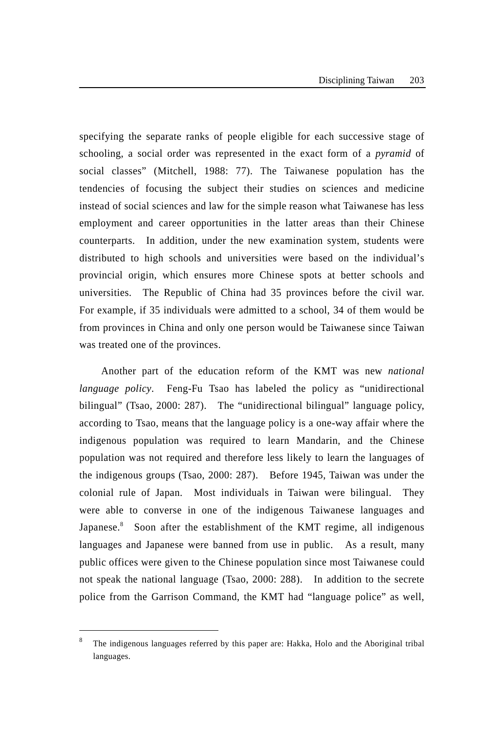specifying the separate ranks of people eligible for each successive stage of schooling, a social order was represented in the exact form of a *pyramid* of social classes" (Mitchell, 1988: 77). The Taiwanese population has the tendencies of focusing the subject their studies on sciences and medicine instead of social sciences and law for the simple reason what Taiwanese has less employment and career opportunities in the latter areas than their Chinese counterparts. In addition, under the new examination system, students were distributed to high schools and universities were based on the individual's provincial origin, which ensures more Chinese spots at better schools and universities. The Republic of China had 35 provinces before the civil war. For example, if 35 individuals were admitted to a school, 34 of them would be from provinces in China and only one person would be Taiwanese since Taiwan was treated one of the provinces.

Another part of the education reform of the KMT was new *national language policy*. Feng-Fu Tsao has labeled the policy as "unidirectional bilingual" (Tsao, 2000: 287). The "unidirectional bilingual" language policy, according to Tsao, means that the language policy is a one-way affair where the indigenous population was required to learn Mandarin, and the Chinese population was not required and therefore less likely to learn the languages of the indigenous groups (Tsao, 2000: 287). Before 1945, Taiwan was under the colonial rule of Japan. Most individuals in Taiwan were bilingual. They were able to converse in one of the indigenous Taiwanese languages and Japanese.[8] Soon after the establishment of the KMT regime, all indigenous languages and Japanese were banned from use in public. As a result, many public offices were given to the Chinese population since most Taiwanese could not speak the national language (Tsao, 2000: 288). In addition to the secrete police from the Garrison Command, the KMT had "language police" as well,

[8] The indigenous languages referred by this paper are: Hakka, Holo and the Aboriginal tribal languages.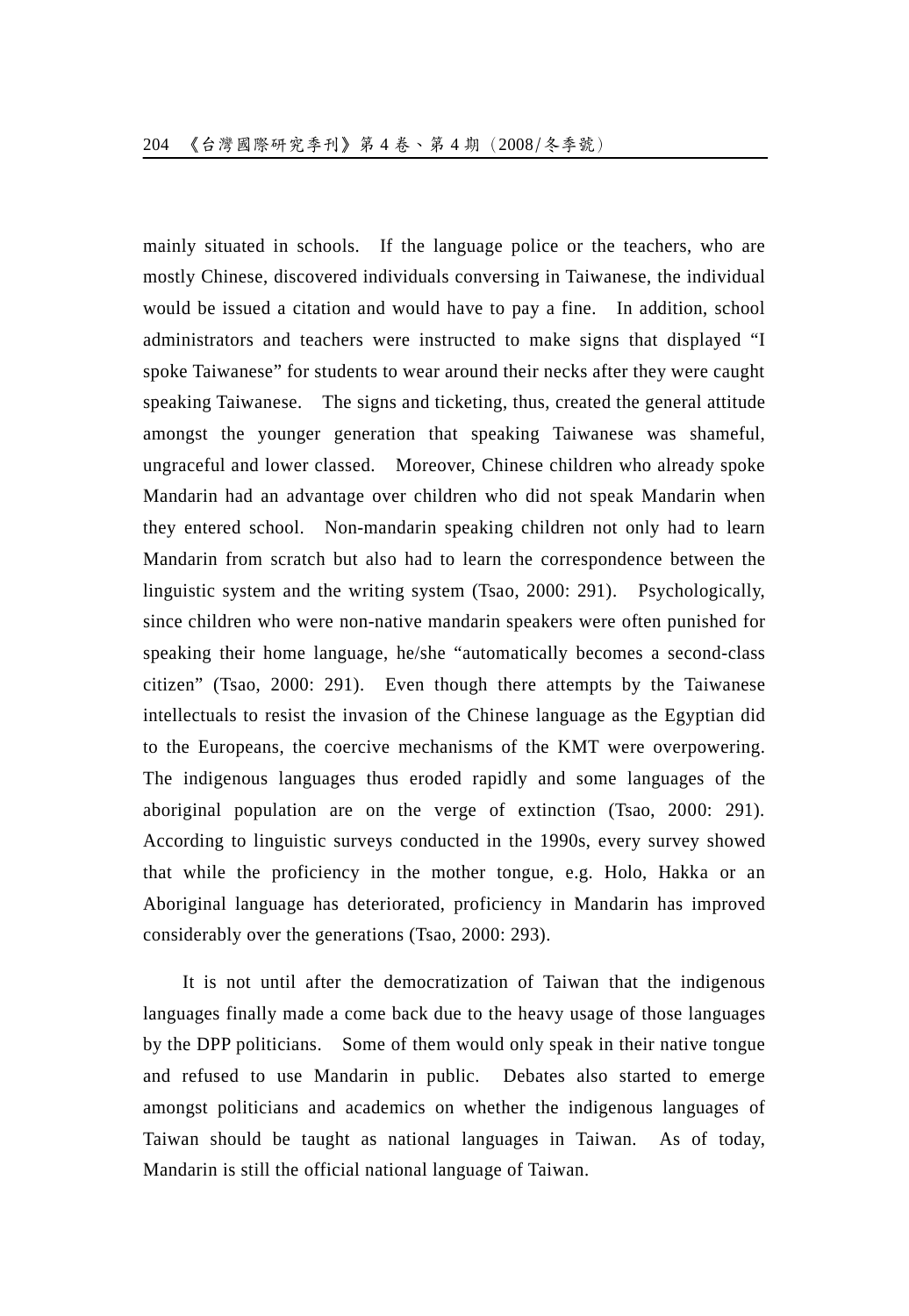mainly situated in schools. If the language police or the teachers, who are mostly Chinese, discovered individuals conversing in Taiwanese, the individual would be issued a citation and would have to pay a fine. In addition, school administrators and teachers were instructed to make signs that displayed "I spoke Taiwanese" for students to wear around their necks after they were caught speaking Taiwanese. The signs and ticketing, thus, created the general attitude amongst the younger generation that speaking Taiwanese was shameful, ungraceful and lower classed. Moreover, Chinese children who already spoke Mandarin had an advantage over children who did not speak Mandarin when they entered school. Non-mandarin speaking children not only had to learn Mandarin from scratch but also had to learn the correspondence between the linguistic system and the writing system (Tsao, 2000: 291). Psychologically, since children who were non-native mandarin speakers were often punished for speaking their home language, he/she "automatically becomes a second-class citizen" (Tsao, 2000: 291). Even though there attempts by the Taiwanese intellectuals to resist the invasion of the Chinese language as the Egyptian did to the Europeans, the coercive mechanisms of the KMT were overpowering. The indigenous languages thus eroded rapidly and some languages of the aboriginal population are on the verge of extinction (Tsao, 2000: 291). According to linguistic surveys conducted in the 1990s, every survey showed that while the proficiency in the mother tongue, e.g. Holo, Hakka or an Aboriginal language has deteriorated, proficiency in Mandarin has improved considerably over the generations (Tsao, 2000: 293).

It is not until after the democratization of Taiwan that the indigenous languages finally made a come back due to the heavy usage of those languages by the DPP politicians. Some of them would only speak in their native tongue and refused to use Mandarin in public. Debates also started to emerge amongst politicians and academics on whether the indigenous languages of Taiwan should be taught as national languages in Taiwan. As of today, Mandarin is still the official national language of Taiwan.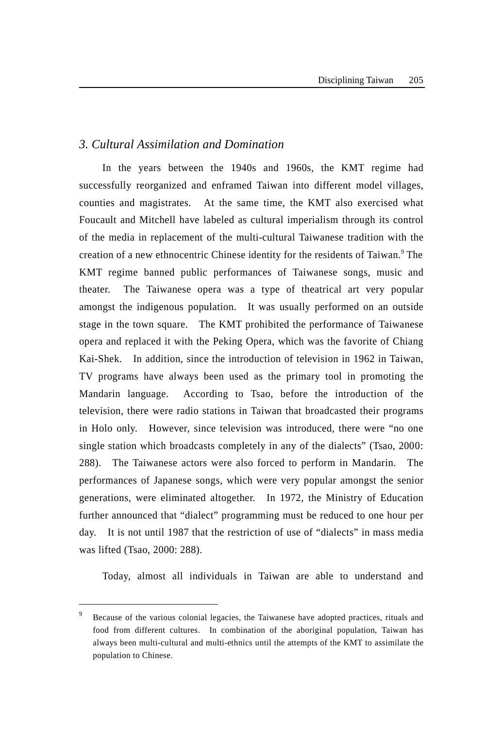### *3. Cultural Assimilation and Domination*

In the years between the 1940s and 1960s, the KMT regime had successfully reorganized and enframed Taiwan into different model villages, counties and magistrates. At the same time, the KMT also exercised what Foucault and Mitchell have labeled as cultural imperialism through its control of the media in replacement of the multi-cultural Taiwanese tradition with the creation of a new ethnocentric Chinese identity for the residents of Taiwan.[9] The KMT regime banned public performances of Taiwanese songs, music and theater. The Taiwanese opera was a type of theatrical art very popular amongst the indigenous population. It was usually performed on an outside stage in the town square. The KMT prohibited the performance of Taiwanese opera and replaced it with the Peking Opera, which was the favorite of Chiang Kai-Shek. In addition, since the introduction of television in 1962 in Taiwan, TV programs have always been used as the primary tool in promoting the Mandarin language. According to Tsao, before the introduction of the television, there were radio stations in Taiwan that broadcasted their programs in Holo only. However, since television was introduced, there were "no one single station which broadcasts completely in any of the dialects" (Tsao, 2000: 288). The Taiwanese actors were also forced to perform in Mandarin. The performances of Japanese songs, which were very popular amongst the senior generations, were eliminated altogether. In 1972, the Ministry of Education further announced that "dialect" programming must be reduced to one hour per day. It is not until 1987 that the restriction of use of "dialects" in mass media was lifted (Tsao, 2000: 288).

Today, almost all individuals in Taiwan are able to understand and

---

[9] Because of the various colonial legacies, the Taiwanese have adopted practices, rituals and food from different cultures. In combination of the aboriginal population, Taiwan has always been multi-cultural and multi-ethnics until the attempts of the KMT to assimilate the population to Chinese.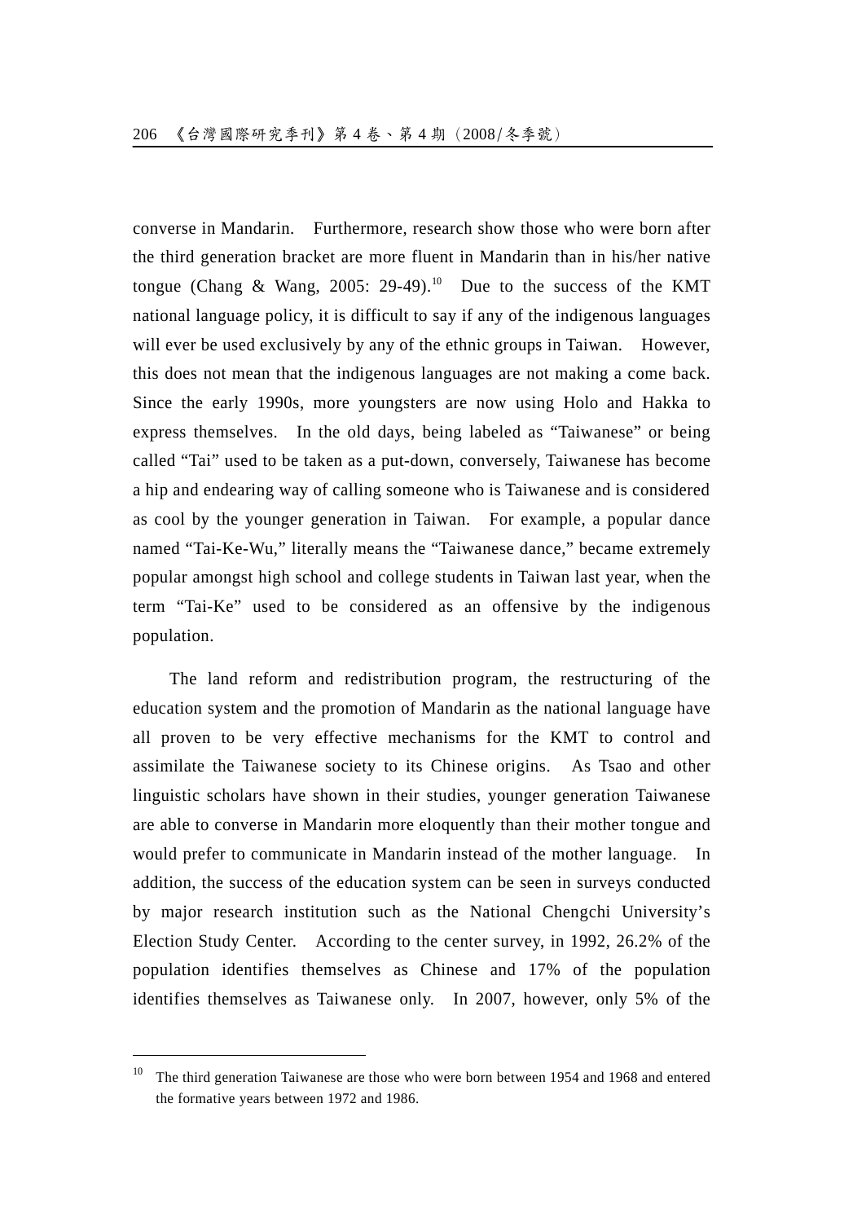converse in Mandarin. Furthermore, research show those who were born after the third generation bracket are more fluent in Mandarin than in his/her native tongue (Chang & Wang, 2005: 29-49).[10] Due to the success of the KMT national language policy, it is difficult to say if any of the indigenous languages will ever be used exclusively by any of the ethnic groups in Taiwan. However, this does not mean that the indigenous languages are not making a come back. Since the early 1990s, more youngsters are now using Holo and Hakka to express themselves. In the old days, being labeled as "Taiwanese" or being called "Tai" used to be taken as a put-down, conversely, Taiwanese has become a hip and endearing way of calling someone who is Taiwanese and is considered as cool by the younger generation in Taiwan. For example, a popular dance named "Tai-Ke-Wu," literally means the "Taiwanese dance," became extremely popular amongst high school and college students in Taiwan last year, when the term "Tai-Ke" used to be considered as an offensive by the indigenous population.

The land reform and redistribution program, the restructuring of the education system and the promotion of Mandarin as the national language have all proven to be very effective mechanisms for the KMT to control and assimilate the Taiwanese society to its Chinese origins. As Tsao and other linguistic scholars have shown in their studies, younger generation Taiwanese are able to converse in Mandarin more eloquently than their mother tongue and would prefer to communicate in Mandarin instead of the mother language. In addition, the success of the education system can be seen in surveys conducted by major research institution such as the National Chengchi University's Election Study Center. According to the center survey, in 1992, 26.2% of the population identifies themselves as Chinese and 17% of the population identifies themselves as Taiwanese only. In 2007, however, only 5% of the

---

[10] The third generation Taiwanese are those who were born between 1954 and 1968 and entered the formative years between 1972 and 1986.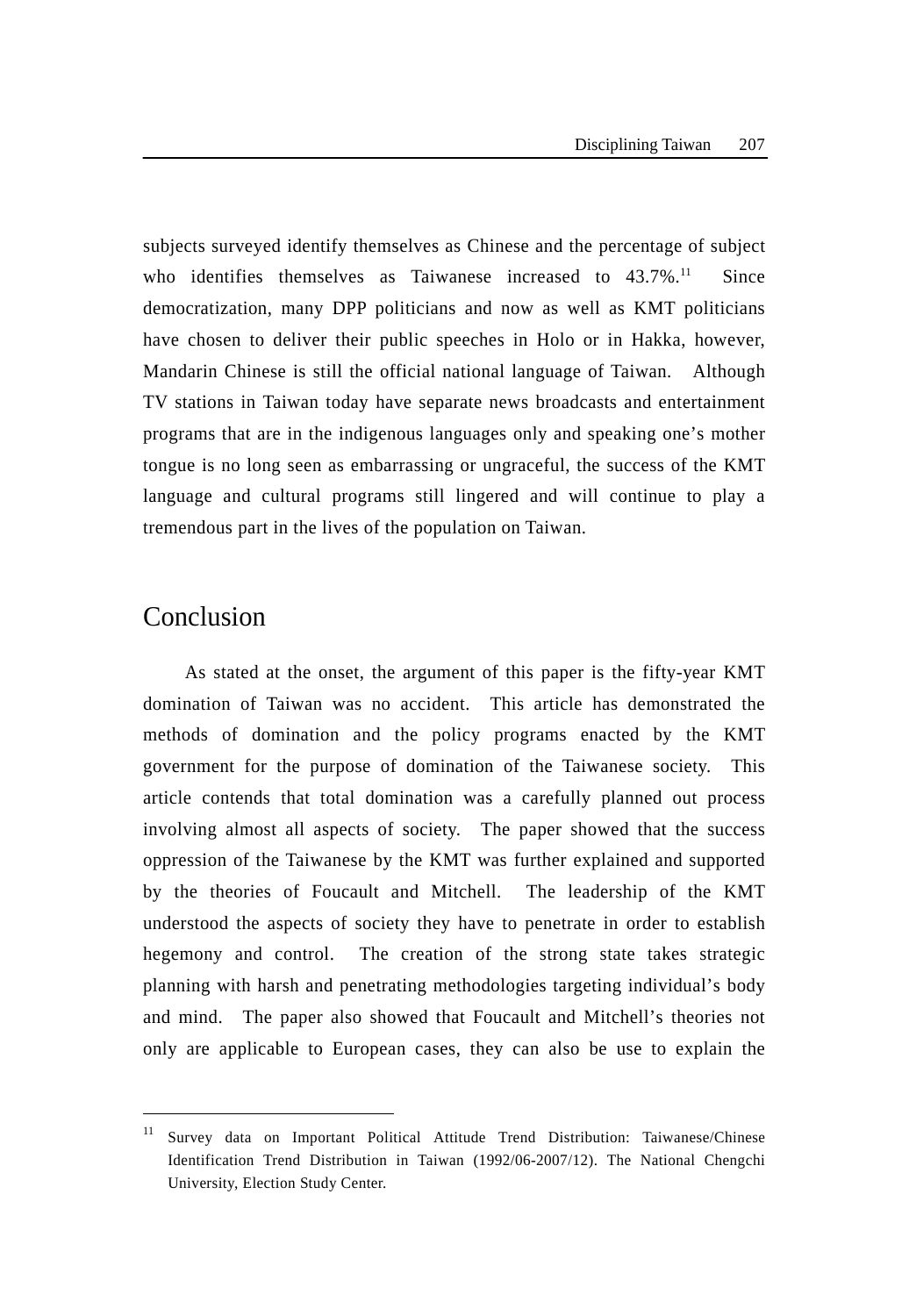subjects surveyed identify themselves as Chinese and the percentage of subject who identifies themselves as Taiwanese increased to 43.7%.[11] Since democratization, many DPP politicians and now as well as KMT politicians have chosen to deliver their public speeches in Holo or in Hakka, however, Mandarin Chinese is still the official national language of Taiwan. Although TV stations in Taiwan today have separate news broadcasts and entertainment programs that are in the indigenous languages only and speaking one's mother tongue is no long seen as embarrassing or ungraceful, the success of the KMT language and cultural programs still lingered and will continue to play a tremendous part in the lives of the population on Taiwan.

## Conclusion

As stated at the onset, the argument of this paper is the fifty-year KMT domination of Taiwan was no accident. This article has demonstrated the methods of domination and the policy programs enacted by the KMT government for the purpose of domination of the Taiwanese society. This article contends that total domination was a carefully planned out process involving almost all aspects of society. The paper showed that the success oppression of the Taiwanese by the KMT was further explained and supported by the theories of Foucault and Mitchell. The leadership of the KMT understood the aspects of society they have to penetrate in order to establish hegemony and control. The creation of the strong state takes strategic planning with harsh and penetrating methodologies targeting individual's body and mind. The paper also showed that Foucault and Mitchell's theories not only are applicable to European cases, they can also be use to explain the

---

[11] Survey data on Important Political Attitude Trend Distribution: Taiwanese/Chinese Identification Trend Distribution in Taiwan (1992/06-2007/12). The National Chengchi University, Election Study Center.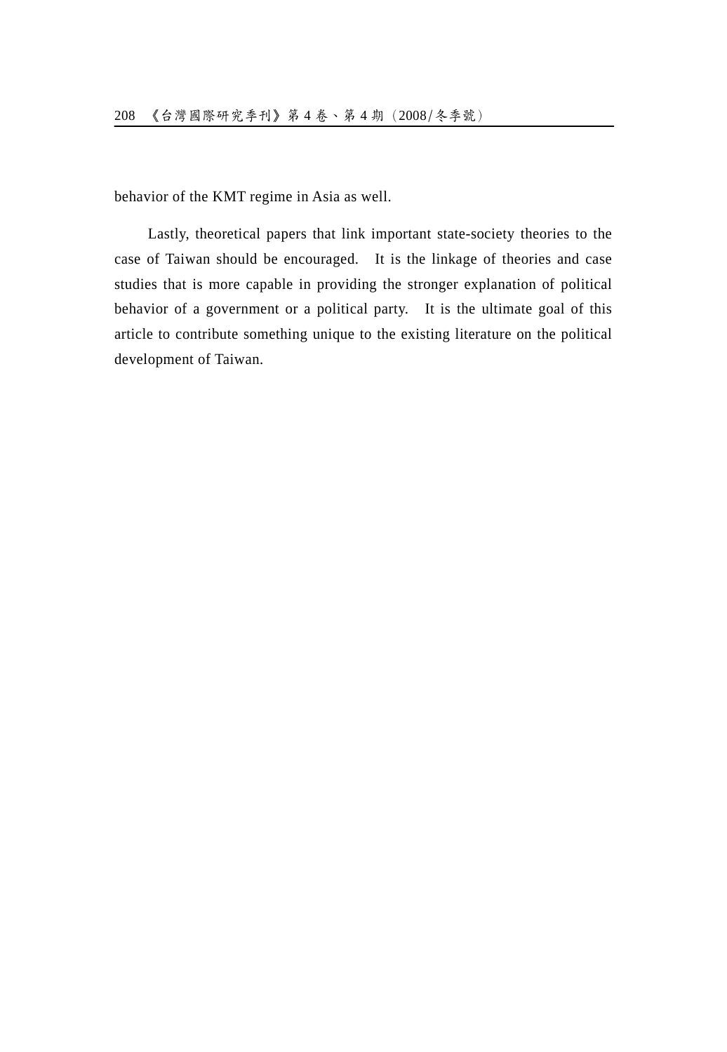behavior of the KMT regime in Asia as well.

Lastly, theoretical papers that link important state-society theories to the case of Taiwan should be encouraged. It is the linkage of theories and case studies that is more capable in providing the stronger explanation of political behavior of a government or a political party. It is the ultimate goal of this article to contribute something unique to the existing literature on the political development of Taiwan.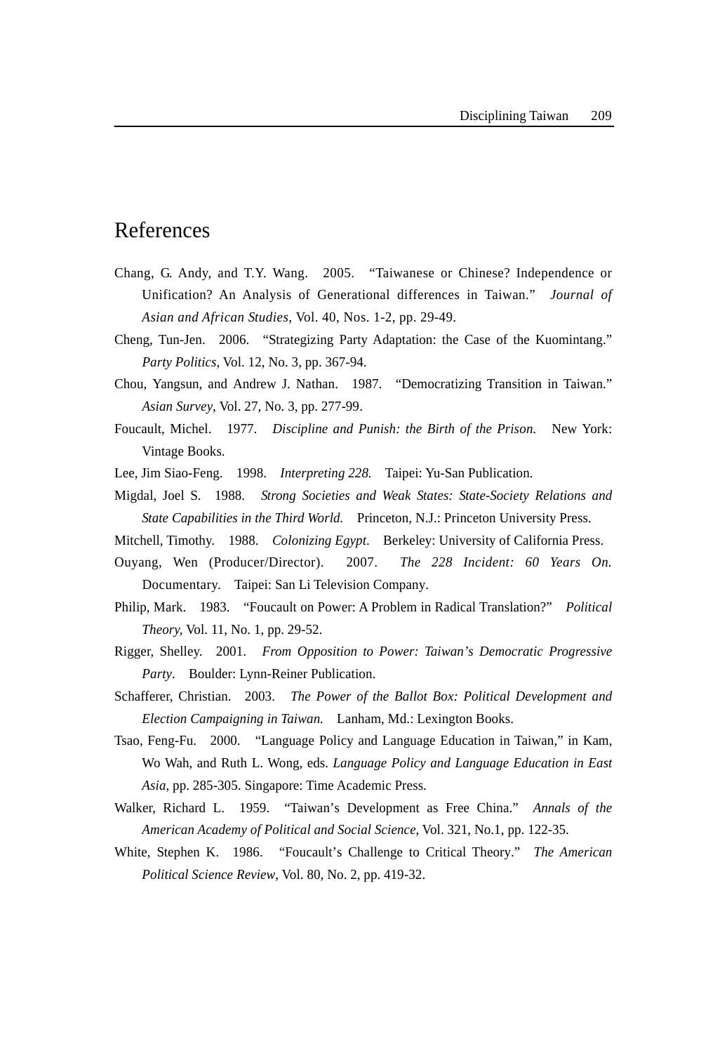# References

Chang, G. Andy, and T.Y. Wang. 2005. "Taiwanese or Chinese? Independence or Unification? An Analysis of Generational differences in Taiwan." *Journal of Asian and African Studies*, Vol. 40, Nos. 1-2, pp. 29-49.

Cheng, Tun-Jen. 2006. "Strategizing Party Adaptation: the Case of the Kuomintang." *Party Politics*, Vol. 12, No. 3, pp. 367-94.

Chou, Yangsun, and Andrew J. Nathan. 1987. "Democratizing Transition in Taiwan." *Asian Survey*, Vol. 27, No. 3, pp. 277-99.

Foucault, Michel. 1977. *Discipline and Punish: the Birth of the Prison.* New York: Vintage Books.

Lee, Jim Siao-Feng. 1998. *Interpreting 228.* Taipei: Yu-San Publication.

Migdal, Joel S. 1988. *Strong Societies and Weak States: State-Society Relations and State Capabilities in the Third World.* Princeton, N.J.: Princeton University Press.

Mitchell, Timothy. 1988. *Colonizing Egypt.* Berkeley: University of California Press.

Ouyang, Wen (Producer/Director). 2007. *The 228 Incident: 60 Years On.* Documentary. Taipei: San Li Television Company.

Philip, Mark. 1983. "Foucault on Power: A Problem in Radical Translation?" *Political Theory*, Vol. 11, No. 1, pp. 29-52.

Rigger, Shelley. 2001. *From Opposition to Power: Taiwan's Democratic Progressive Party*. Boulder: Lynn-Reiner Publication.

Schafferer, Christian. 2003. *The Power of the Ballot Box: Political Development and Election Campaigning in Taiwan.* Lanham, Md.: Lexington Books.

Tsao, Feng-Fu. 2000. "Language Policy and Language Education in Taiwan," in Kam, Wo Wah, and Ruth L. Wong, eds. *Language Policy and Language Education in East Asia*, pp. 285-305. Singapore: Time Academic Press.

Walker, Richard L. 1959. "Taiwan's Development as Free China." *Annals of the American Academy of Political and Social Science*, Vol. 321, No.1, pp. 122-35.

White, Stephen K. 1986. "Foucault's Challenge to Critical Theory." *The American Political Science Review*, Vol. 80, No. 2, pp. 419-32.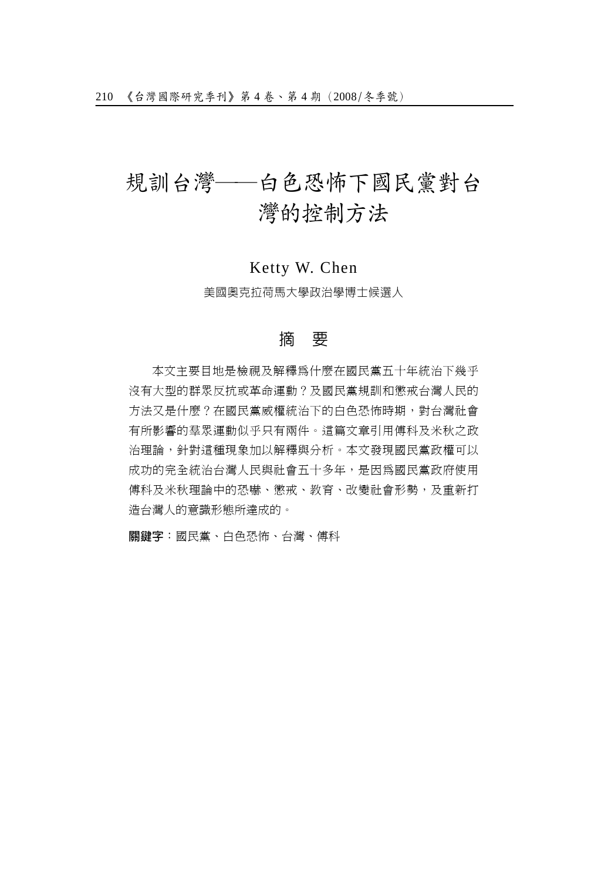# 規訓台灣——白色恐怖下國民黨對台灣的控制方法

Ketty W. Chen

美國奧克拉荷馬大學政治學博士候選人

## 摘　要

本文主要目地是檢視及解釋爲什麼在國民黨五十年統治下幾乎沒有大型的群眾反抗或革命運動？及國民黨規訓和懲戒台灣人民的方法又是什麼？在國民黨威權統治下的白色恐怖時期，對台灣社會有所影響的羣眾運動似乎只有兩件。這篇文章引用傅科及米秋之政治理論，針對這種現象加以解釋與分析。本文發現國民黨政權可以成功的完全統治台灣人民與社會五十多年，是因爲國民黨政府使用傅科及米秋理論中的恐嚇、懲戒、教育、改變社會形勢，及重新打造台灣人的意識形態所達成的。

**關鍵字**：國民黨、白色恐怖、台灣、傅科